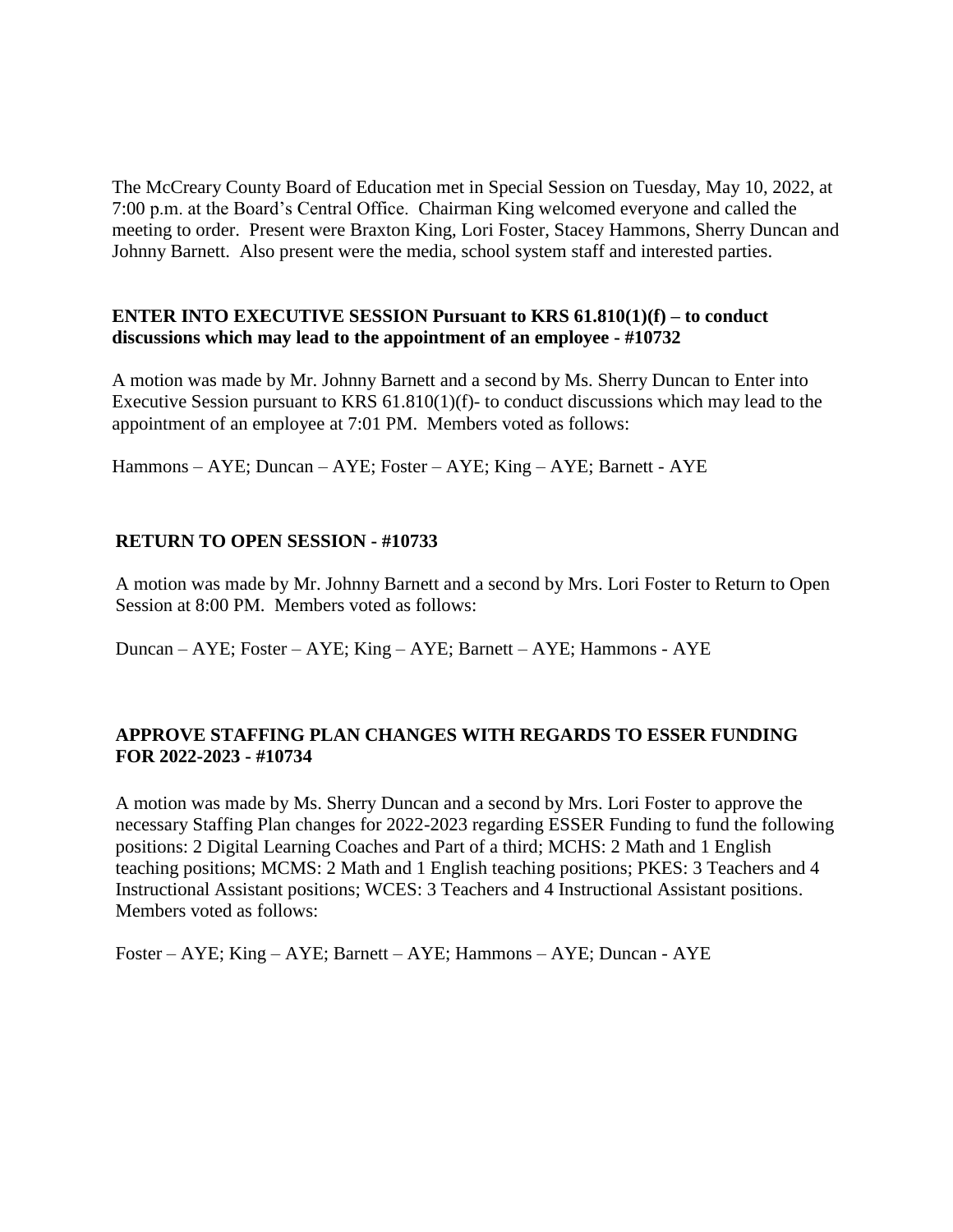The McCreary County Board of Education met in Special Session on Tuesday, May 10, 2022, at 7:00 p.m. at the Board's Central Office. Chairman King welcomed everyone and called the meeting to order. Present were Braxton King, Lori Foster, Stacey Hammons, Sherry Duncan and Johnny Barnett. Also present were the media, school system staff and interested parties.

**ENTER INTO EXECUTIVE SESSION Pursuant to KRS 61.810(1)(f) – to conduct discussions which may lead to the appointment of an employee - #10732**

A motion was made by Mr. Johnny Barnett and a second by Ms. Sherry Duncan to Enter into Executive Session pursuant to KRS 61.810(1)(f)- to conduct discussions which may lead to the appointment of an employee at 7:01 PM. Members voted as follows:

Hammons – AYE; Duncan – AYE; Foster – AYE; King – AYE; Barnett - AYE

**RETURN TO OPEN SESSION - #10733**

A motion was made by Mr. Johnny Barnett and a second by Mrs. Lori Foster to Return to Open Session at 8:00 PM. Members voted as follows:

Duncan – AYE; Foster – AYE; King – AYE; Barnett – AYE; Hammons - AYE

**APPROVE STAFFING PLAN CHANGES WITH REGARDS TO ESSER FUNDING FOR 2022-2023 - #10734**

A motion was made by Ms. Sherry Duncan and a second by Mrs. Lori Foster to approve the necessary Staffing Plan changes for 2022-2023 regarding ESSER Funding to fund the following positions: 2 Digital Learning Coaches and Part of a third; MCHS: 2 Math and 1 English teaching positions; MCMS: 2 Math and 1 English teaching positions; PKES: 3 Teachers and 4 Instructional Assistant positions; WCES: 3 Teachers and 4 Instructional Assistant positions. Members voted as follows:

Foster – AYE; King – AYE; Barnett – AYE; Hammons – AYE; Duncan - AYE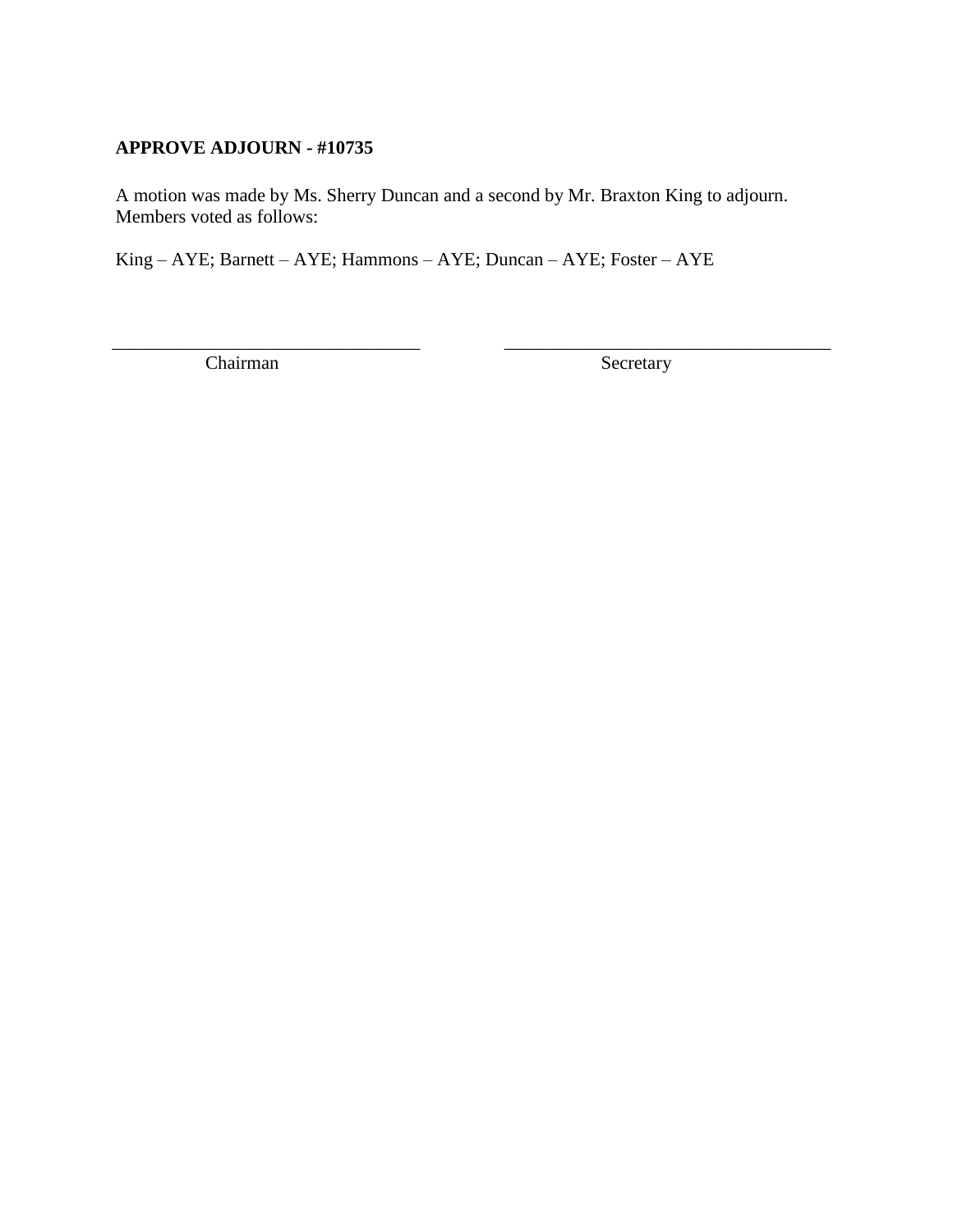**APPROVE ADJOURN - #10735**

A motion was made by Ms. Sherry Duncan and a second by Mr. Braxton King to adjourn. Members voted as follows:

King – AYE; Barnett – AYE; Hammons – AYE; Duncan – AYE; Foster – AYE

| | |
|---|---|
| ________________________________ | __________________________________ |
| Chairman | Secretary |